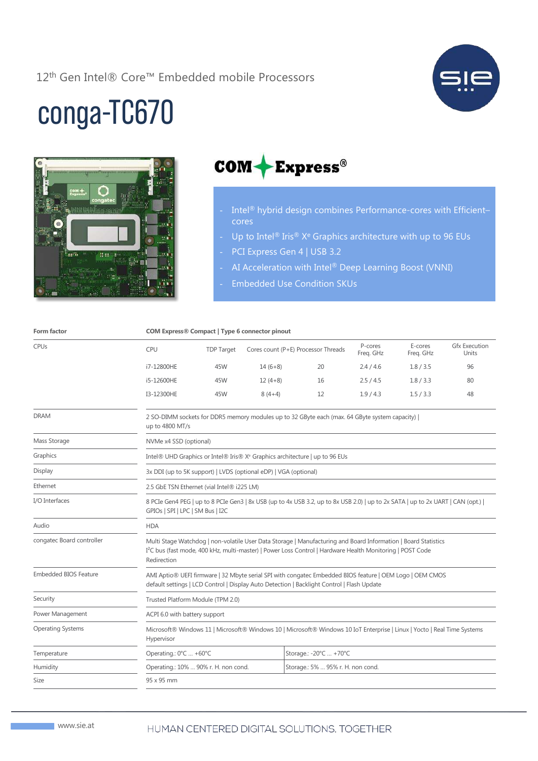12th Gen Intel® Core™ Embedded mobile Processors

# conga-TC670

COM Express®

- Intel® hybrid design combines Performance-cores with Efficient–cores
- Up to Intel® Iris® Xᵉ Graphics architecture with up to 96 EUs
- PCI Express Gen 4 | USB 3.2
- AI Acceleration with Intel® Deep Learning Boost (VNNI)
- Embedded Use Condition SKUs

| **Form factor** | **COM Express® Compact \| Type 6 connector pinout** |
|---|---|
| CPUs | see table below |
| DRAM | 2 SO-DIMM sockets for DDR5 memory modules up to 32 GByte each (max. 64 GByte system capacity) \| up to 4800 MT/s |
| Mass Storage | NVMe x4 SSD (optional) |
| Graphics | Intel® UHD Graphics or Intel® Iris® Xᵉ Graphics architecture \| up to 96 EUs |
| Display | 3x DDI (up to 5K support) \| LVDS (optional eDP) \| VGA (optional) |
| Ethernet | 2.5 GbE TSN Ethernet (vial Intel® i225 LM) |
| I/O Interfaces | 8 PCIe Gen4 PEG \| up to 8 PCIe Gen3 \| 8x USB (up to 4x USB 3.2, up to 8x USB 2.0) \| up to 2x SATA \| up to 2x UART \| CAN (opt.) \| GPIOs \| SPI \| LPC \| SM Bus \| I2C |
| Audio | HDA |
| congatec Board controller | Multi Stage Watchdog \| non-volatile User Data Storage \| Manufacturing and Board Information \| Board Statistics I²C bus (fast mode, 400 kHz, multi-master) \| Power Loss Control \| Hardware Health Monitoring \| POST Code Redirection |
| Embedded BIOS Feature | AMI Aptio® UEFI firmware \| 32 Mbyte serial SPI with congatec Embedded BIOS feature \| OEM Logo \| OEM CMOS default settings \| LCD Control \| Display Auto Detection \| Backlight Control \| Flash Update |
| Security | Trusted Platform Module (TPM 2.0) |
| Power Management | ACPI 6.0 with battery support |
| Operating Systems | Microsoft® Windows 11 \| Microsoft® Windows 10 \| Microsoft® Windows 10 IoT Enterprise \| Linux \| Yocto \| Real Time Systems Hypervisor |
| Temperature | Operating.: 0°C ... +60°C \| Storage.: -20°C ... +70°C |
| Humidity | Operating.: 10% ... 90% r. H. non cond. \| Storage.: 5% ... 95% r. H. non cond. |
| Size | 95 x 95 mm |

**CPUs:**

| CPU | TDP Target | Cores count (P+E) | Processor Threads | P-cores Freq. GHz | E-cores Freq. GHz | Gfx Execution Units |
|---|---|---|---|---|---|---|
| i7-12800HE | 45W | 14 (6+8) | 20 | 2.4 / 4.6 | 1.8 / 3.5 | 96 |
| i5-12600HE | 45W | 12 (4+8) | 16 | 2.5 / 4.5 | 1.8 / 3.3 | 80 |
| I3-12300HE | 45W | 8 (4+4) | 12 | 1.9 / 4.3 | 1.5 / 3.3 | 48 |

www.sie.at

HUMAN CENTERED DIGITAL SOLUTIONS. TOGETHER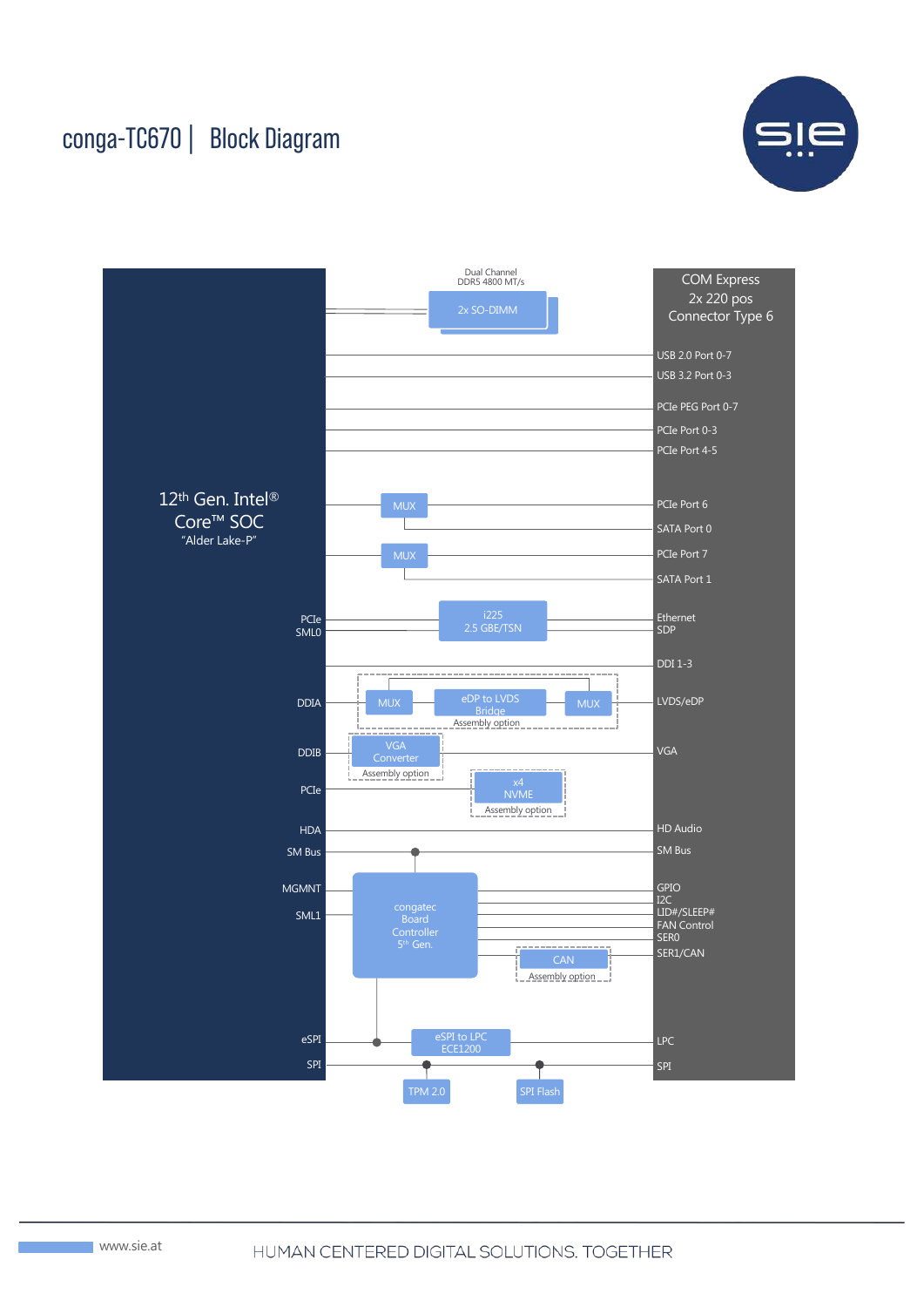# conga-TC670 | Block Diagram

12th Gen. Intel® Core™ SOC "Alder Lake-P"

Dual Channel DDR5 4800 MT/s

2x SO-DIMM

COM Express 2x 220 pos Connector Type 6

USB 2.0 Port 0-7

USB 3.2 Port 0-3

PCIe PEG Port 0-7

PCIe Port 0-3

PCIe Port 4-5

MUX

PCIe Port 6

SATA Port 0

MUX

PCIe Port 7

SATA Port 1

PCIe

SML0

i225 2.5 GBE/TSN

Ethernet

SDP

DDI 1-3

DDIA

MUX

eDP to LVDS Bridge

MUX

Assembly option

LVDS/eDP

DDIB

VGA Converter

Assembly option

VGA

PCIe

x4 NVME

Assembly option

HDA

HD Audio

SM Bus

SM Bus

MGMNT

SML1

congatec Board Controller 5th Gen.

GPIO

I2C

LID#/SLEEP#

FAN Control

SER0

SER1/CAN

CAN

Assembly option

eSPI

eSPI to LPC ECE1200

LPC

SPI

SPI

TPM 2.0

SPI Flash

www.sie.at

HUMAN CENTERED DIGITAL SOLUTIONS. TOGETHER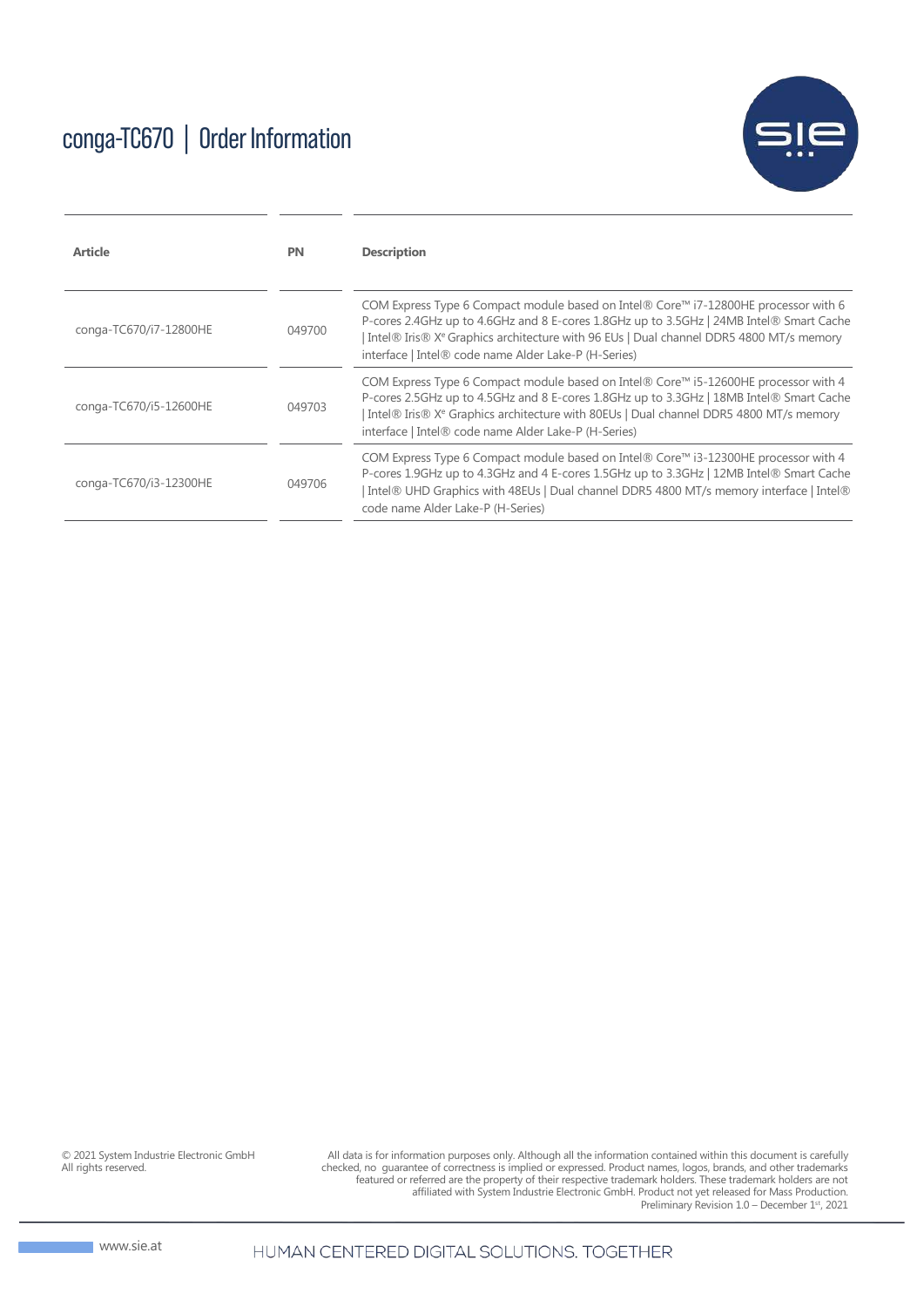# conga-TC670 | Order Information

| Article | PN | Description |
|---|---|---|
| conga-TC670/i7-12800HE | 049700 | COM Express Type 6 Compact module based on Intel® Core™ i7-12800HE processor with 6 P-cores 2.4GHz up to 4.6GHz and 8 E-cores 1.8GHz up to 3.5GHz \| 24MB Intel® Smart Cache \| Intel® Iris® Xe Graphics architecture with 96 EUs \| Dual channel DDR5 4800 MT/s memory interface \| Intel® code name Alder Lake-P (H-Series) |
| conga-TC670/i5-12600HE | 049703 | COM Express Type 6 Compact module based on Intel® Core™ i5-12600HE processor with 4 P-cores 2.5GHz up to 4.5GHz and 8 E-cores 1.8GHz up to 3.3GHz \| 18MB Intel® Smart Cache \| Intel® Iris® Xe Graphics architecture with 80EUs \| Dual channel DDR5 4800 MT/s memory interface \| Intel® code name Alder Lake-P (H-Series) |
| conga-TC670/i3-12300HE | 049706 | COM Express Type 6 Compact module based on Intel® Core™ i3-12300HE processor with 4 P-cores 1.9GHz up to 4.3GHz and 4 E-cores 1.5GHz up to 3.3GHz \| 12MB Intel® Smart Cache \| Intel® UHD Graphics with 48EUs \| Dual channel DDR5 4800 MT/s memory interface \| Intel® code name Alder Lake-P (H-Series) |

© 2021 System Industrie Electronic GmbH
All rights reserved.

All data is for information purposes only. Although all the information contained within this document is carefully checked, no guarantee of correctness is implied or expressed. Product names, logos, brands, and other trademarks featured or referred are the property of their respective trademark holders. These trademark holders are not affiliated with System Industrie Electronic GmbH. Product not yet released for Mass Production.
Preliminary Revision 1.0 – December 1st, 2021

www.sie.at

HUMAN CENTERED DIGITAL SOLUTIONS. TOGETHER